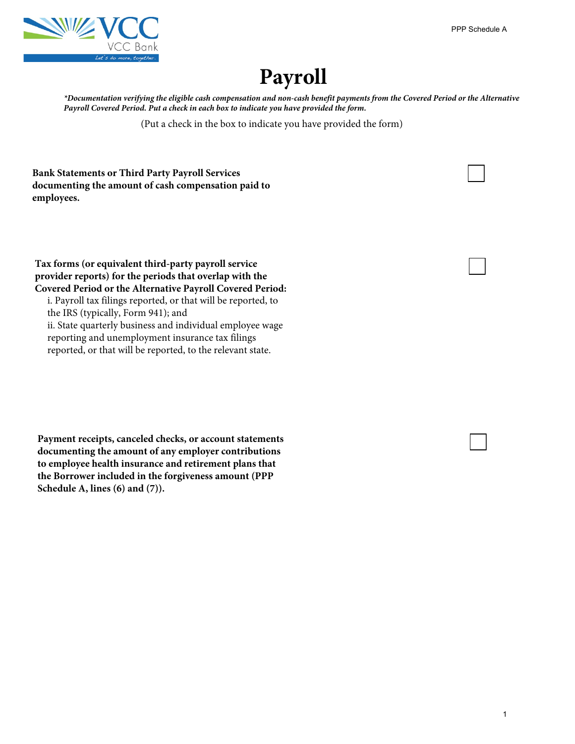# Payroll

***Documentation verifying the eligible cash compensation and non-cash benefit payments from the Covered Period or the Alternative Payroll Covered Period. Put a check in each box to indicate you have provided the form.***

(Put a check in the box to indicate you have provided the form)

**Bank Statements or Third Party Payroll Services documenting the amount of cash compensation paid to employees.** ☐

**Tax forms (or equivalent third-party payroll service provider reports) for the periods that overlap with the Covered Period or the Alternative Payroll Covered Period:** ☐

i. Payroll tax filings reported, or that will be reported, to the IRS (typically, Form 941); and
ii. State quarterly business and individual employee wage reporting and unemployment insurance tax filings reported, or that will be reported, to the relevant state.

**Payment receipts, canceled checks, or account statements documenting the amount of any employer contributions to employee health insurance and retirement plans that the Borrower included in the forgiveness amount (PPP Schedule A, lines (6) and (7)).** ☐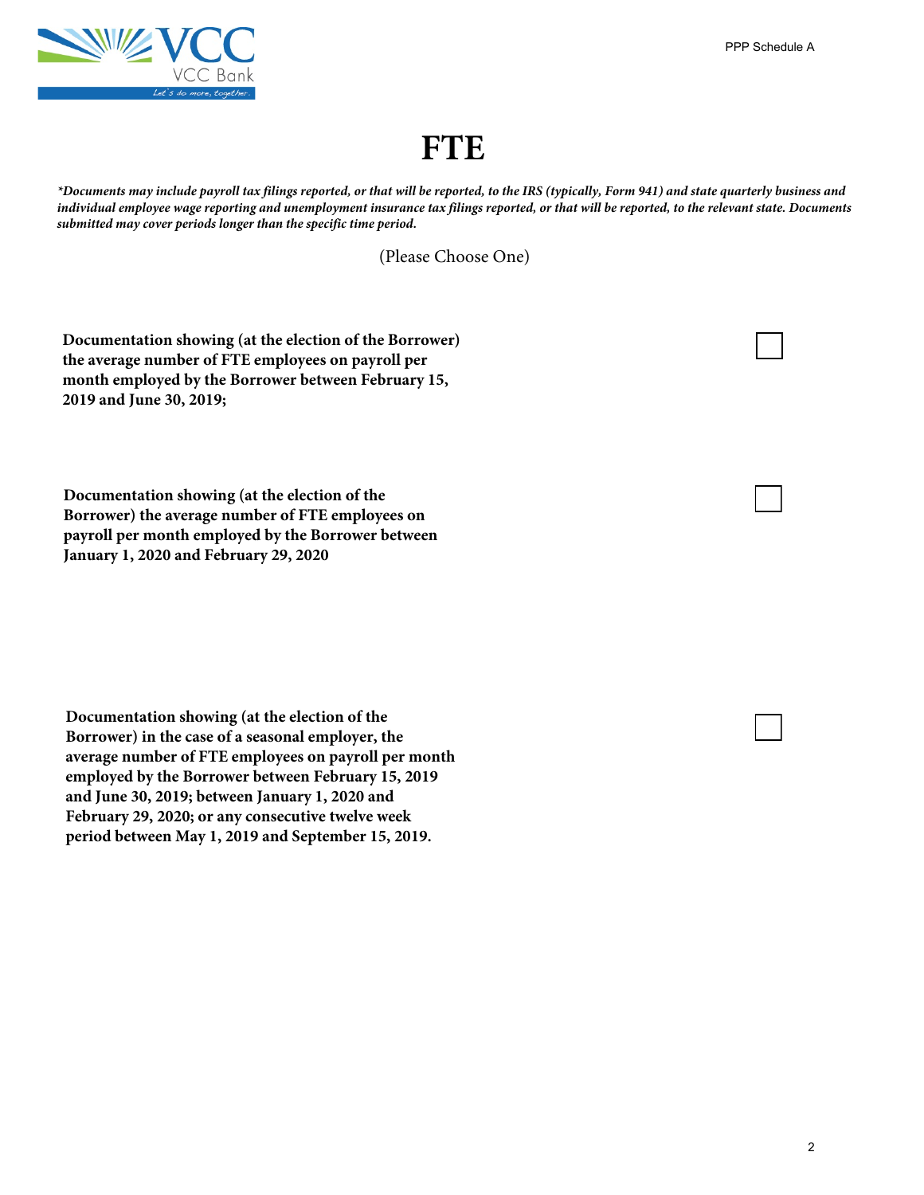# FTE

***Documents may include payroll tax filings reported, or that will be reported, to the IRS (typically, Form 941) and state quarterly business and individual employee wage reporting and unemployment insurance tax filings reported, or that will be reported, to the relevant state. Documents submitted may cover periods longer than the specific time period.***

(Please Choose One)

**Documentation showing (at the election of the Borrower) the average number of FTE employees on payroll per month employed by the Borrower between February 15, 2019 and June 30, 2019;** ☐

**Documentation showing (at the election of the Borrower) the average number of FTE employees on payroll per month employed by the Borrower between January 1, 2020 and February 29, 2020** ☐

**Documentation showing (at the election of the Borrower) in the case of a seasonal employer, the average number of FTE employees on payroll per month employed by the Borrower between February 15, 2019 and June 30, 2019; between January 1, 2020 and February 29, 2020; or any consecutive twelve week period between May 1, 2019 and September 15, 2019.** ☐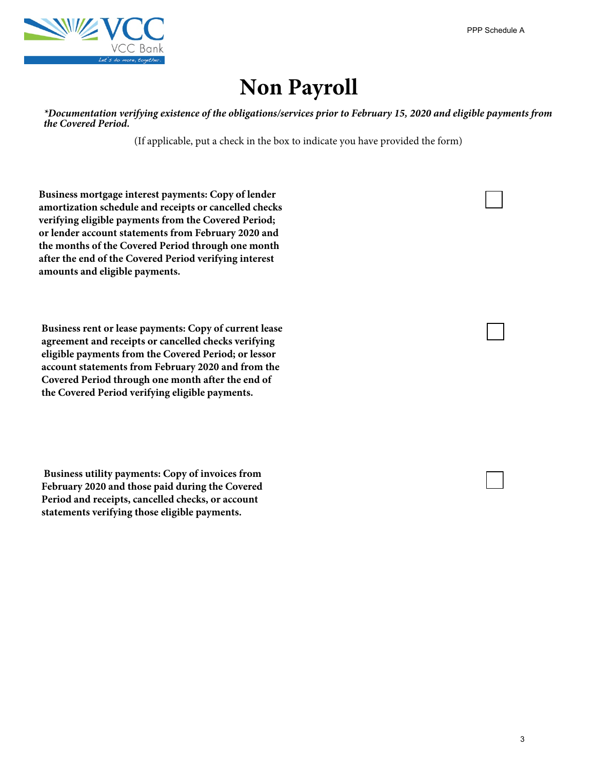# Non Payroll

***Documentation verifying existence of the obligations/services prior to February 15, 2020 and eligible payments from the Covered Period.***

(If applicable, put a check in the box to indicate you have provided the form)

**Business mortgage interest payments: Copy of lender amortization schedule and receipts or cancelled checks verifying eligible payments from the Covered Period; or lender account statements from February 2020 and the months of the Covered Period through one month after the end of the Covered Period verifying interest amounts and eligible payments.** ☐

**Business rent or lease payments: Copy of current lease agreement and receipts or cancelled checks verifying eligible payments from the Covered Period; or lessor account statements from February 2020 and from the Covered Period through one month after the end of the Covered Period verifying eligible payments.** ☐

**Business utility payments: Copy of invoices from February 2020 and those paid during the Covered Period and receipts, cancelled checks, or account statements verifying those eligible payments.** ☐